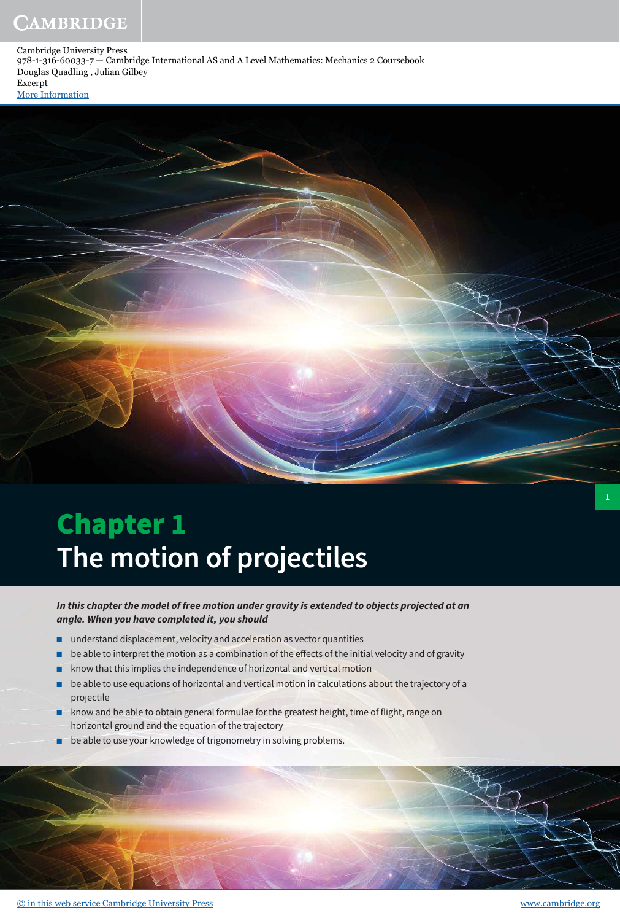Cambridge University Press
978-1-316-60033-7 — Cambridge International AS and A Level Mathematics: Mechanics 2 Coursebook
Douglas Quadling , Julian Gilbey
Excerpt
More Information

# Chapter 1
# The motion of projectiles

***In this chapter the model of free motion under gravity is extended to objects projected at an angle. When you have completed it, you should***

- understand displacement, velocity and acceleration as vector quantities
- be able to interpret the motion as a combination of the effects of the initial velocity and of gravity
- know that this implies the independence of horizontal and vertical motion
- be able to use equations of horizontal and vertical motion in calculations about the trajectory of a projectile
- know and be able to obtain general formulae for the greatest height, time of flight, range on horizontal ground and the equation of the trajectory
- be able to use your knowledge of trigonometry in solving problems.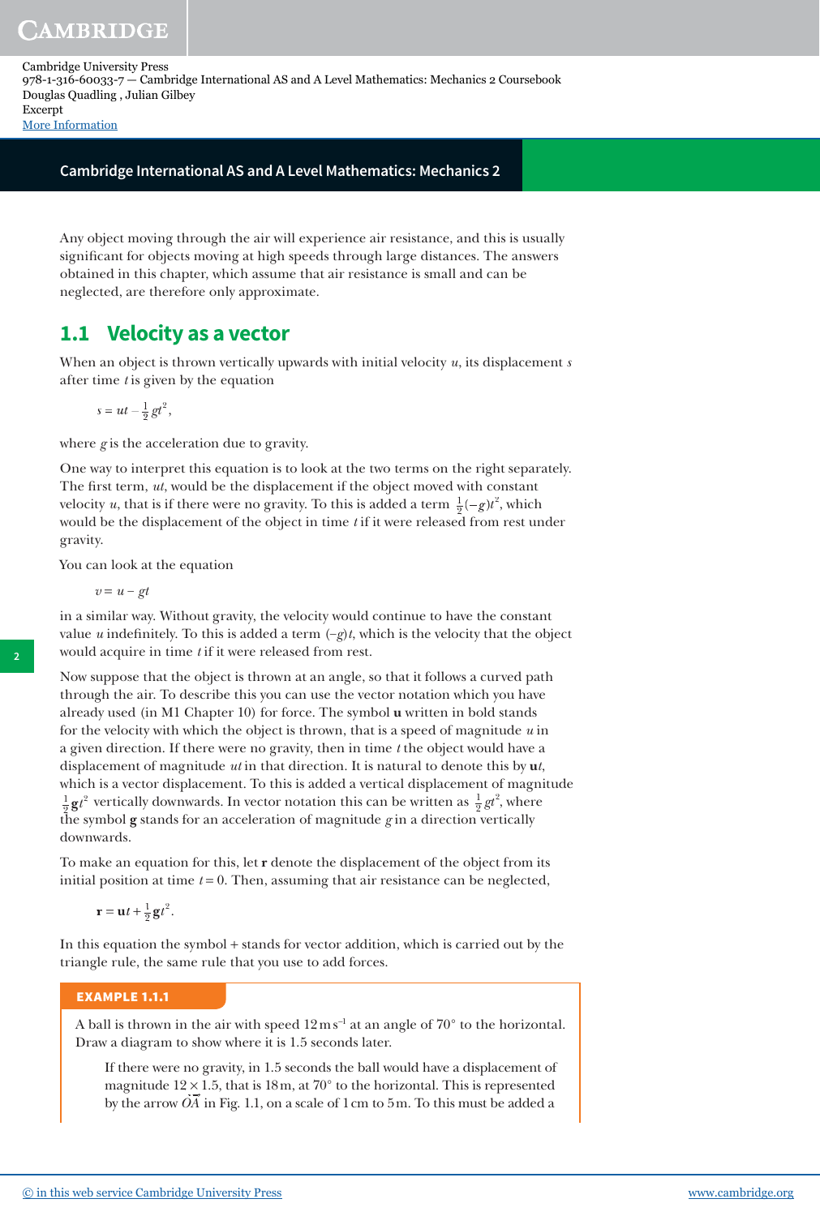Any object moving through the air will experience air resistance, and this is usually significant for objects moving at high speeds through large distances. The answers obtained in this chapter, which assume that air resistance is small and can be neglected, are therefore only approximate.

## 1.1 Velocity as a vector

When an object is thrown vertically upwards with initial velocity $u$, its displacement $s$ after time $t$ is given by the equation

$$s = ut - \tfrac{1}{2}gt^2,$$

where $g$ is the acceleration due to gravity.

One way to interpret this equation is to look at the two terms on the right separately. The first term, $ut$, would be the displacement if the object moved with constant velocity $u$, that is if there were no gravity. To this is added a term $\tfrac{1}{2}(-g)t^2$, which would be the displacement of the object in time $t$ if it were released from rest under gravity.

You can look at the equation

$$v = u - gt$$

in a similar way. Without gravity, the velocity would continue to have the constant value $u$ indefinitely. To this is added a term $(-g)t$, which is the velocity that the object would acquire in time $t$ if it were released from rest.

Now suppose that the object is thrown at an angle, so that it follows a curved path through the air. To describe this you can use the vector notation which you have already used (in M1 Chapter 10) for force. The symbol **u** written in bold stands for the velocity with which the object is thrown, that is a speed of magnitude $u$ in a given direction. If there were no gravity, then in time $t$ the object would have a displacement of magnitude $ut$ in that direction. It is natural to denote this by $\mathbf{u}t$, which is a vector displacement. To this is added a vertical displacement of magnitude $\tfrac{1}{2}\mathbf{g}t^2$ vertically downwards. In vector notation this can be written as $\tfrac{1}{2}\mathbf{g}t^2$, where the symbol **g** stands for an acceleration of magnitude $g$ in a direction vertically downwards.

To make an equation for this, let **r** denote the displacement of the object from its initial position at time $t = 0$. Then, assuming that air resistance can be neglected,

$$\mathbf{r} = \mathbf{u}t + \tfrac{1}{2}\mathbf{g}t^2.$$

In this equation the symbol + stands for vector addition, which is carried out by the triangle rule, the same rule that you use to add forces.

**EXAMPLE 1.1.1**

A ball is thrown in the air with speed $12\,\text{m s}^{-1}$ at an angle of $70°$ to the horizontal. Draw a diagram to show where it is 1.5 seconds later.

If there were no gravity, in 1.5 seconds the ball would have a displacement of magnitude $12 \times 1.5$, that is 18 m, at $70°$ to the horizontal. This is represented by the arrow $\overrightarrow{OA}$ in Fig. 1.1, on a scale of 1 cm to 5 m. To this must be added a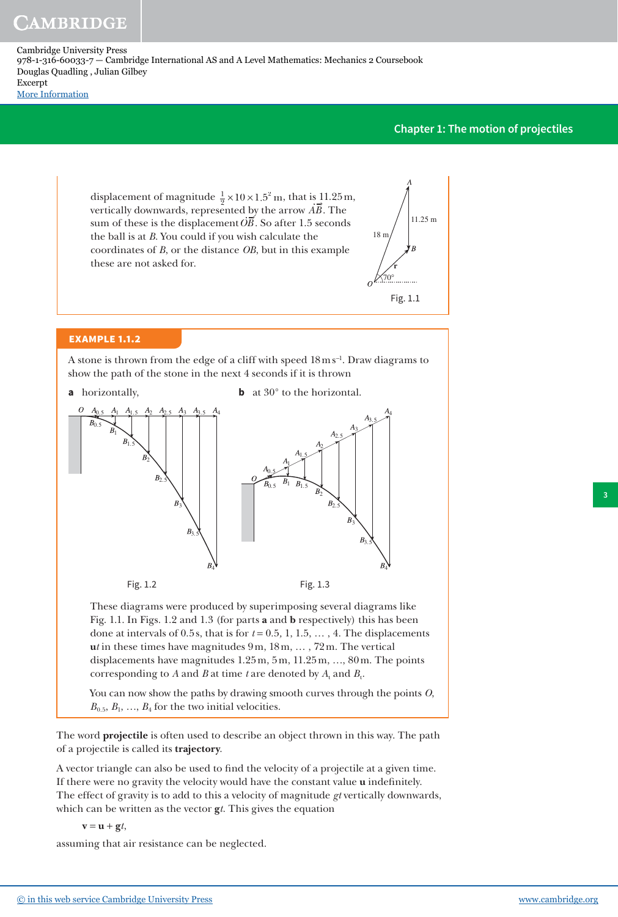displacement of magnitude $\frac{1}{2} \times 10 \times 1.5^2$ m, that is 11.25 m, vertically downwards, represented by the arrow $\vec{AB}$. The sum of these is the displacement $\vec{OB}$. So after 1.5 seconds the ball is at $B$. You could if you wish calculate the coordinates of $B$, or the distance $OB$, but in this example these are not asked for.

Fig. 1.1

## EXAMPLE 1.1.2

A stone is thrown from the edge of a cliff with speed 18 m s⁻¹. Draw diagrams to show the path of the stone in the next 4 seconds if it is thrown

**a** horizontally, **b** at 30° to the horizontal.

Fig. 1.2

Fig. 1.3

These diagrams were produced by superimposing several diagrams like Fig. 1.1. In Figs. 1.2 and 1.3 (for parts **a** and **b** respectively) this has been done at intervals of 0.5 s, that is for $t = 0.5, 1, 1.5, \ldots, 4$. The displacements $\mathbf{u}t$ in these times have magnitudes 9 m, 18 m, …, 72 m. The vertical displacements have magnitudes 1.25 m, 5 m, 11.25 m, …, 80 m. The points corresponding to $A$ and $B$ at time $t$ are denoted by $A_t$ and $B_t$.

You can now show the paths by drawing smooth curves through the points $O$, $B_{0.5}$, $B_1$, …, $B_4$ for the two initial velocities.

The word **projectile** is often used to describe an object thrown in this way. The path of a projectile is called its **trajectory**.

A vector triangle can also be used to find the velocity of a projectile at a given time. If there were no gravity the velocity would have the constant value $\mathbf{u}$ indefinitely. The effect of gravity is to add to this a velocity of magnitude $gt$ vertically downwards, which can be written as the vector $\mathbf{g}t$. This gives the equation

$$\mathbf{v} = \mathbf{u} + \mathbf{g}t,$$

assuming that air resistance can be neglected.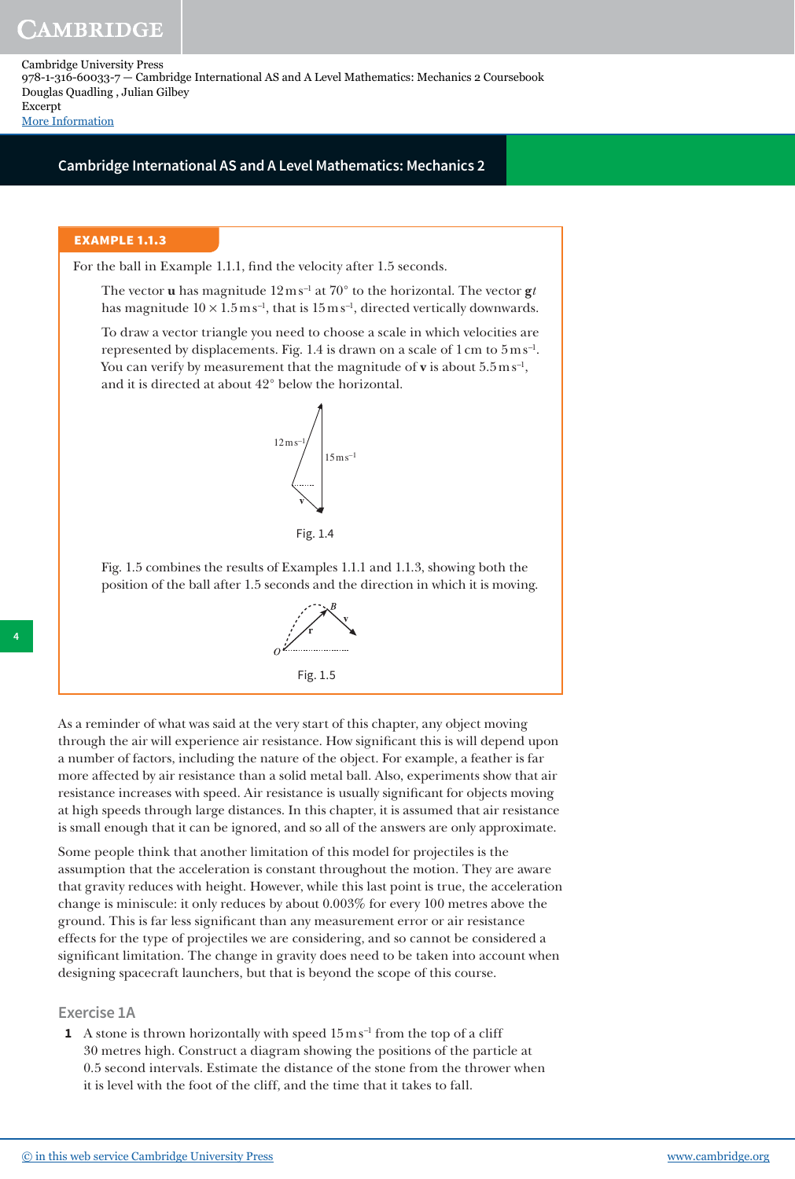### EXAMPLE 1.1.3

For the ball in Example 1.1.1, find the velocity after 1.5 seconds.

The vector **u** has magnitude $12\,\text{m s}^{-1}$ at $70°$ to the horizontal. The vector $\mathbf{g}t$ has magnitude $10 \times 1.5\,\text{m s}^{-1}$, that is $15\,\text{m s}^{-1}$, directed vertically downwards.

To draw a vector triangle you need to choose a scale in which velocities are represented by displacements. Fig. 1.4 is drawn on a scale of 1 cm to $5\,\text{m s}^{-1}$. You can verify by measurement that the magnitude of **v** is about $5.5\,\text{m s}^{-1}$, and it is directed at about $42°$ below the horizontal.

Fig. 1.4

Fig. 1.5 combines the results of Examples 1.1.1 and 1.1.3, showing both the position of the ball after 1.5 seconds and the direction in which it is moving.

Fig. 1.5

As a reminder of what was said at the very start of this chapter, any object moving through the air will experience air resistance. How significant this is will depend upon a number of factors, including the nature of the object. For example, a feather is far more affected by air resistance than a solid metal ball. Also, experiments show that air resistance increases with speed. Air resistance is usually significant for objects moving at high speeds through large distances. In this chapter, it is assumed that air resistance is small enough that it can be ignored, and so all of the answers are only approximate.

Some people think that another limitation of this model for projectiles is the assumption that the acceleration is constant throughout the motion. They are aware that gravity reduces with height. However, while this last point is true, the acceleration change is miniscule: it only reduces by about 0.003% for every 100 metres above the ground. This is far less significant than any measurement error or air resistance effects for the type of projectiles we are considering, and so cannot be considered a significant limitation. The change in gravity does need to be taken into account when designing spacecraft launchers, but that is beyond the scope of this course.

## Exercise 1A

1. A stone is thrown horizontally with speed $15\,\text{m s}^{-1}$ from the top of a cliff 30 metres high. Construct a diagram showing the positions of the particle at 0.5 second intervals. Estimate the distance of the stone from the thrower when it is level with the foot of the cliff, and the time that it takes to fall.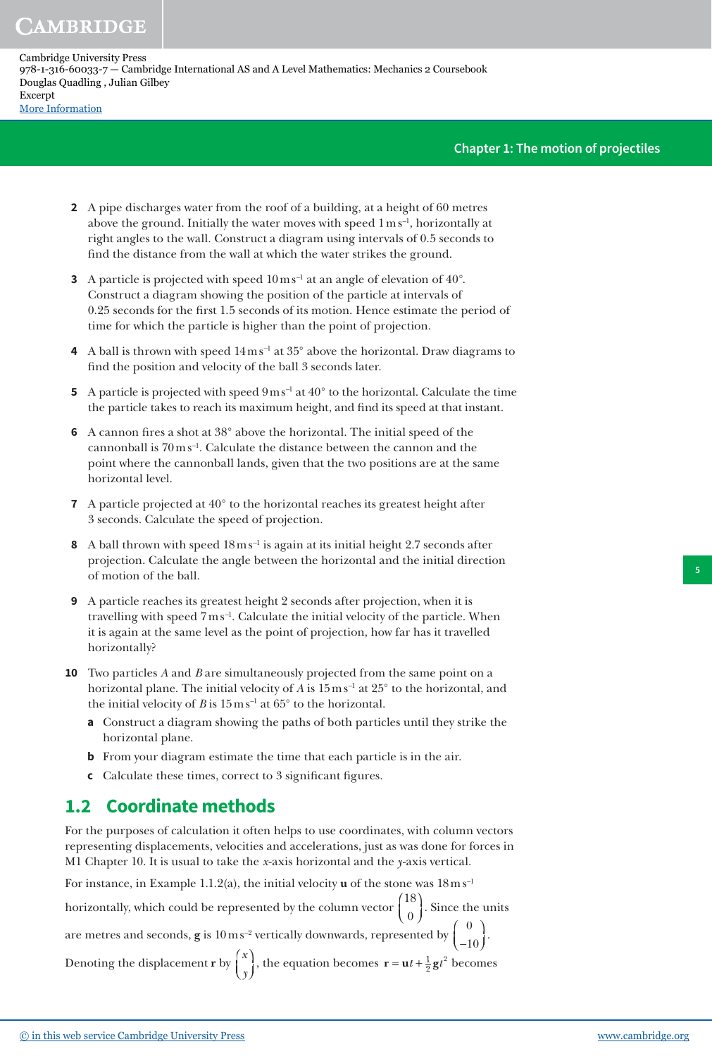2 A pipe discharges water from the roof of a building, at a height of 60 metres above the ground. Initially the water moves with speed $1\,\text{m s}^{-1}$, horizontally at right angles to the wall. Construct a diagram using intervals of 0.5 seconds to find the distance from the wall at which the water strikes the ground.

3 A particle is projected with speed $10\,\text{m s}^{-1}$ at an angle of elevation of $40°$. Construct a diagram showing the position of the particle at intervals of 0.25 seconds for the first 1.5 seconds of its motion. Hence estimate the period of time for which the particle is higher than the point of projection.

4 A ball is thrown with speed $14\,\text{m s}^{-1}$ at $35°$ above the horizontal. Draw diagrams to find the position and velocity of the ball 3 seconds later.

5 A particle is projected with speed $9\,\text{m s}^{-1}$ at $40°$ to the horizontal. Calculate the time the particle takes to reach its maximum height, and find its speed at that instant.

6 A cannon fires a shot at $38°$ above the horizontal. The initial speed of the cannonball is $70\,\text{m s}^{-1}$. Calculate the distance between the cannon and the point where the cannonball lands, given that the two positions are at the same horizontal level.

7 A particle projected at $40°$ to the horizontal reaches its greatest height after 3 seconds. Calculate the speed of projection.

8 A ball thrown with speed $18\,\text{m s}^{-1}$ is again at its initial height 2.7 seconds after projection. Calculate the angle between the horizontal and the initial direction of motion of the ball.

9 A particle reaches its greatest height 2 seconds after projection, when it is travelling with speed $7\,\text{m s}^{-1}$. Calculate the initial velocity of the particle. When it is again at the same level as the point of projection, how far has it travelled horizontally?

10 Two particles $A$ and $B$ are simultaneously projected from the same point on a horizontal plane. The initial velocity of $A$ is $15\,\text{m s}^{-1}$ at $25°$ to the horizontal, and the initial velocity of $B$ is $15\,\text{m s}^{-1}$ at $65°$ to the horizontal.

   **a** Construct a diagram showing the paths of both particles until they strike the horizontal plane.

   **b** From your diagram estimate the time that each particle is in the air.

   **c** Calculate these times, correct to 3 significant figures.

## 1.2 Coordinate methods

For the purposes of calculation it often helps to use coordinates, with column vectors representing displacements, velocities and accelerations, just as was done for forces in M1 Chapter 10. It is usual to take the $x$-axis horizontal and the $y$-axis vertical.

For instance, in Example 1.1.2(a), the initial velocity $\mathbf{u}$ of the stone was $18\,\text{m s}^{-1}$ horizontally, which could be represented by the column vector $\begin{pmatrix} 18 \\ 0 \end{pmatrix}$. Since the units are metres and seconds, $\mathbf{g}$ is $10\,\text{m s}^{-2}$ vertically downwards, represented by $\begin{pmatrix} 0 \\ -10 \end{pmatrix}$. Denoting the displacement $\mathbf{r}$ by $\begin{pmatrix} x \\ y \end{pmatrix}$, the equation becomes $\mathbf{r} = \mathbf{u}t + \frac{1}{2}\mathbf{g}t^2$ becomes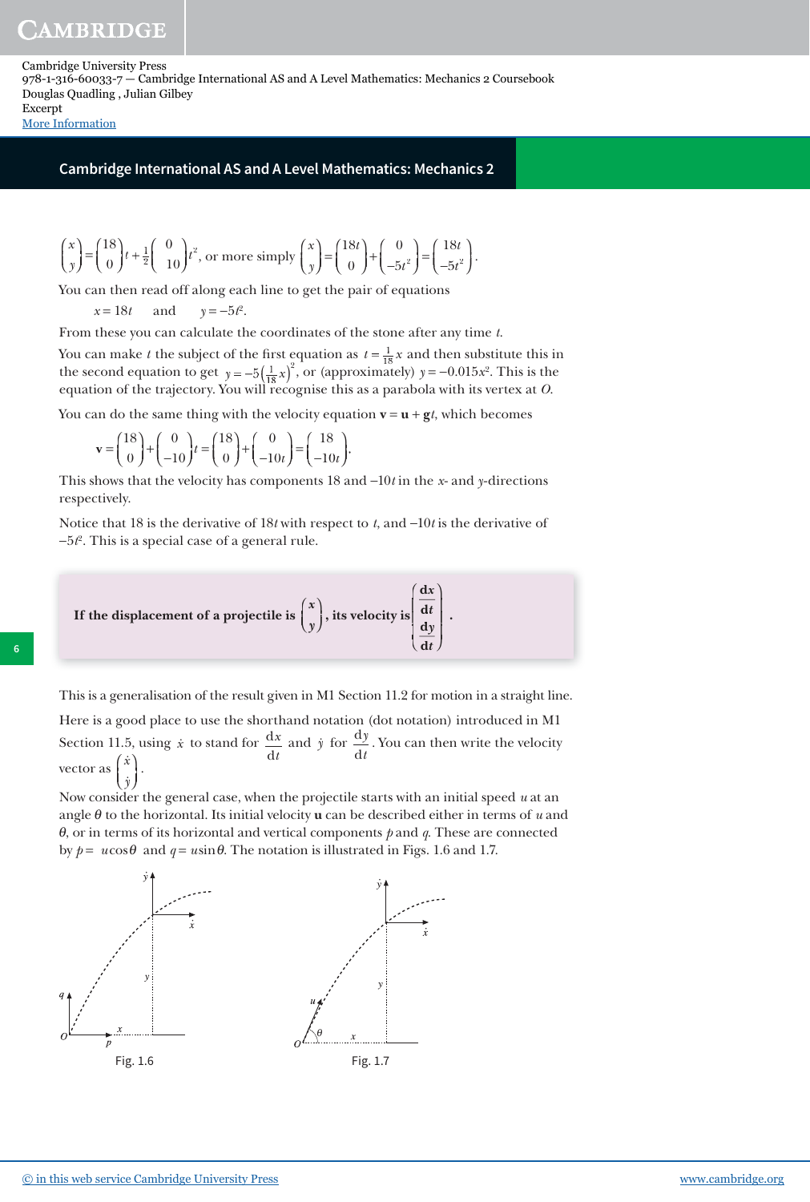$$\begin{pmatrix} x \\ y \end{pmatrix} = \begin{pmatrix} 18 \\ 0 \end{pmatrix} t + \tfrac{1}{2}\begin{pmatrix} 0 \\ 10 \end{pmatrix} t^2, \text{ or more simply } \begin{pmatrix} x \\ y \end{pmatrix} = \begin{pmatrix} 18t \\ 0 \end{pmatrix} + \begin{pmatrix} 0 \\ -5t^2 \end{pmatrix} = \begin{pmatrix} 18t \\ -5t^2 \end{pmatrix}.$$

You can then read off along each line to get the pair of equations

$$x = 18t \quad \text{and} \quad y = -5t^2.$$

From these you can calculate the coordinates of the stone after any time $t$.

You can make $t$ the subject of the first equation as $t = \frac{1}{18}x$ and then substitute this in the second equation to get $y = -5\left(\frac{1}{18}x\right)^2$, or (approximately) $y = -0.015x^2$. This is the equation of the trajectory. You will recognise this as a parabola with its vertex at $O$.

You can do the same thing with the velocity equation $\mathbf{v} = \mathbf{u} + \mathbf{g}t$, which becomes

$$\mathbf{v} = \begin{pmatrix} 18 \\ 0 \end{pmatrix} + \begin{pmatrix} 0 \\ -10 \end{pmatrix} t = \begin{pmatrix} 18 \\ 0 \end{pmatrix} + \begin{pmatrix} 0 \\ -10t \end{pmatrix} = \begin{pmatrix} 18 \\ -10t \end{pmatrix}.$$

This shows that the velocity has components 18 and $-10t$ in the $x$- and $y$-directions respectively.

Notice that 18 is the derivative of $18t$ with respect to $t$, and $-10t$ is the derivative of $-5t^2$. This is a special case of a general rule.

**If the displacement of a projectile is $\begin{pmatrix} x \\ y \end{pmatrix}$, its velocity is $\begin{pmatrix} \frac{dx}{dt} \\ \frac{dy}{dt} \end{pmatrix}$.**

This is a generalisation of the result given in M1 Section 11.2 for motion in a straight line.

Here is a good place to use the shorthand notation (dot notation) introduced in M1 Section 11.5, using $\dot{x}$ to stand for $\frac{dx}{dt}$ and $\dot{y}$ for $\frac{dy}{dt}$. You can then write the velocity vector as $\begin{pmatrix} \dot{x} \\ \dot{y} \end{pmatrix}$.

Now consider the general case, when the projectile starts with an initial speed $u$ at an angle $\theta$ to the horizontal. Its initial velocity $\mathbf{u}$ can be described either in terms of $u$ and $\theta$, or in terms of its horizontal and vertical components $p$ and $q$. These are connected by $p = u\cos\theta$ and $q = u\sin\theta$. The notation is illustrated in Figs. 1.6 and 1.7.

Fig. 1.6

Fig. 1.7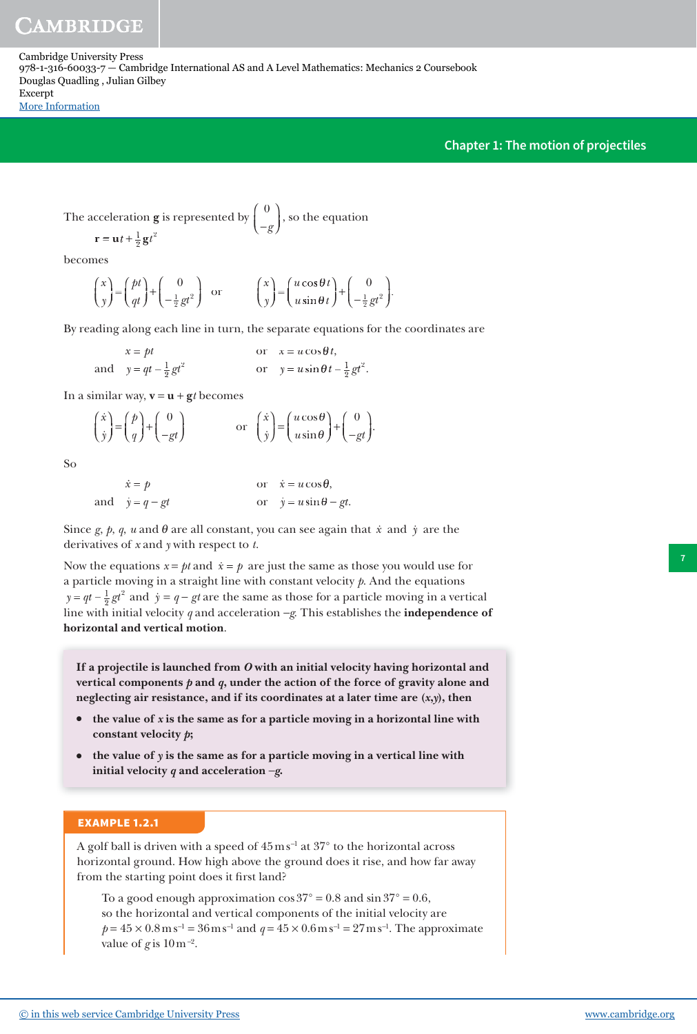The acceleration $\mathbf{g}$ is represented by $\begin{pmatrix} 0 \\ -g \end{pmatrix}$, so the equation

$$\mathbf{r} = \mathbf{u}t + \tfrac{1}{2}\mathbf{g}t^2$$

becomes

$$\begin{pmatrix} x \\ y \end{pmatrix} = \begin{pmatrix} pt \\ qt \end{pmatrix} + \begin{pmatrix} 0 \\ -\frac{1}{2}gt^2 \end{pmatrix} \quad \text{or} \quad \begin{pmatrix} x \\ y \end{pmatrix} = \begin{pmatrix} u\cos\theta\, t \\ u\sin\theta\, t \end{pmatrix} + \begin{pmatrix} 0 \\ -\frac{1}{2}gt^2 \end{pmatrix}.$$

By reading along each line in turn, the separate equations for the coordinates are

$$x = pt \qquad \text{or} \quad x = u\cos\theta\, t,$$

$$\text{and} \quad y = qt - \tfrac{1}{2}gt^2 \qquad \text{or} \quad y = u\sin\theta\, t - \tfrac{1}{2}gt^2.$$

In a similar way, $\mathbf{v} = \mathbf{u} + \mathbf{g}t$ becomes

$$\begin{pmatrix} \dot{x} \\ \dot{y} \end{pmatrix} = \begin{pmatrix} p \\ q \end{pmatrix} + \begin{pmatrix} 0 \\ -gt \end{pmatrix} \qquad \text{or} \quad \begin{pmatrix} \dot{x} \\ \dot{y} \end{pmatrix} = \begin{pmatrix} u\cos\theta \\ u\sin\theta \end{pmatrix} + \begin{pmatrix} 0 \\ -gt \end{pmatrix}.$$

So

$$\dot{x} = p \qquad \text{or} \quad \dot{x} = u\cos\theta,$$

$$\text{and} \quad \dot{y} = q - gt \qquad \text{or} \quad \dot{y} = u\sin\theta - gt.$$

Since $g$, $p$, $q$, $u$ and $\theta$ are all constant, you can see again that $\dot{x}$ and $\dot{y}$ are the derivatives of $x$ and $y$ with respect to $t$.

Now the equations $x = pt$ and $\dot{x} = p$ are just the same as those you would use for a particle moving in a straight line with constant velocity $p$. And the equations $y = qt - \frac{1}{2}gt^2$ and $\dot{y} = q - gt$ are the same as those for a particle moving in a vertical line with initial velocity $q$ and acceleration $-g$. This establishes the **independence of horizontal and vertical motion**.

**If a projectile is launched from $O$ with an initial velocity having horizontal and vertical components $p$ and $q$, under the action of the force of gravity alone and neglecting air resistance, and if its coordinates at a later time are $(x,y)$, then**

- **the value of $x$ is the same as for a particle moving in a horizontal line with constant velocity $p$;**
- **the value of $y$ is the same as for a particle moving in a vertical line with initial velocity $q$ and acceleration $-g$.**

**EXAMPLE 1.2.1**

A golf ball is driven with a speed of $45\,\text{m s}^{-1}$ at $37°$ to the horizontal across horizontal ground. How high above the ground does it rise, and how far away from the starting point does it first land?

To a good enough approximation $\cos 37° = 0.8$ and $\sin 37° = 0.6$, so the horizontal and vertical components of the initial velocity are $p = 45 \times 0.8\,\text{m s}^{-1} = 36\,\text{m s}^{-1}$ and $q = 45 \times 0.6\,\text{m s}^{-1} = 27\,\text{m s}^{-1}$. The approximate value of $g$ is $10\,\text{m}^{-2}$.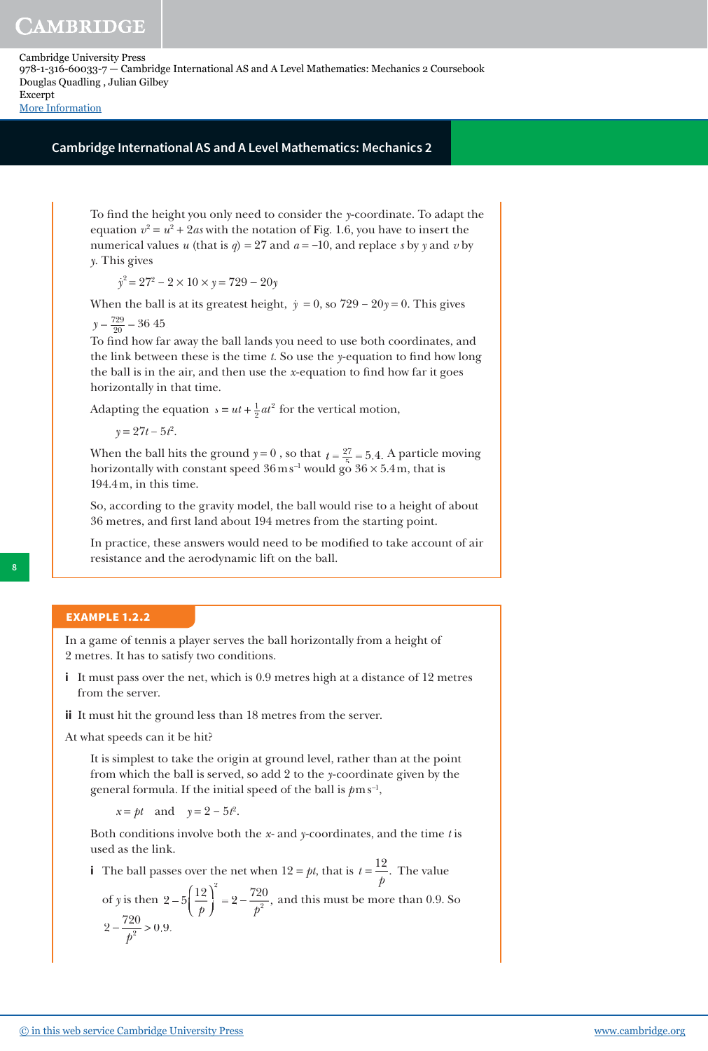To find the height you only need to consider the $y$-coordinate. To adapt the equation $v^2 = u^2 + 2as$ with the notation of Fig. 1.6, you have to insert the numerical values $u$ (that is $q$) = 27 and $a = -10$, and replace $s$ by $y$ and $v$ by $\dot{y}$. This gives

$$\dot{y}^2 = 27^2 - 2 \times 10 \times y = 729 - 20y$$

When the ball is at its greatest height, $\dot{y} = 0$, so $729 - 20y = 0$. This gives $y - \frac{729}{20} - 36\ 45$

To find how far away the ball lands you need to use both coordinates, and the link between these is the time $t$. So use the $y$-equation to find how long the ball is in the air, and then use the $x$-equation to find how far it goes horizontally in that time.

Adapting the equation $s = ut + \frac{1}{2}at^2$ for the vertical motion,

$$y = 27t - 5t^2.$$

When the ball hits the ground $y = 0$, so that $t = \frac{27}{5} = 5.4$. A particle moving horizontally with constant speed $36\,\text{m s}^{-1}$ would go $36 \times 5.4\,\text{m}$, that is 194.4 m, in this time.

So, according to the gravity model, the ball would rise to a height of about 36 metres, and first land about 194 metres from the starting point.

In practice, these answers would need to be modified to take account of air resistance and the aerodynamic lift on the ball.

**EXAMPLE 1.2.2**

In a game of tennis a player serves the ball horizontally from a height of 2 metres. It has to satisfy two conditions.

**i** It must pass over the net, which is 0.9 metres high at a distance of 12 metres from the server.

**ii** It must hit the ground less than 18 metres from the server.

At what speeds can it be hit?

It is simplest to take the origin at ground level, rather than at the point from which the ball is served, so add 2 to the $y$-coordinate given by the general formula. If the initial speed of the ball is $p\,\text{m s}^{-1}$,

$$x = pt \quad \text{and} \quad y = 2 - 5t^2.$$

Both conditions involve both the $x$- and $y$-coordinates, and the time $t$ is used as the link.

**i** The ball passes over the net when $12 = pt$, that is $t = \dfrac{12}{p}$. The value of $y$ is then $2 - 5\left(\dfrac{12}{p}\right)^2 = 2 - \dfrac{720}{p^2}$, and this must be more than 0.9. So $2 - \dfrac{720}{p^2} > 0.9$.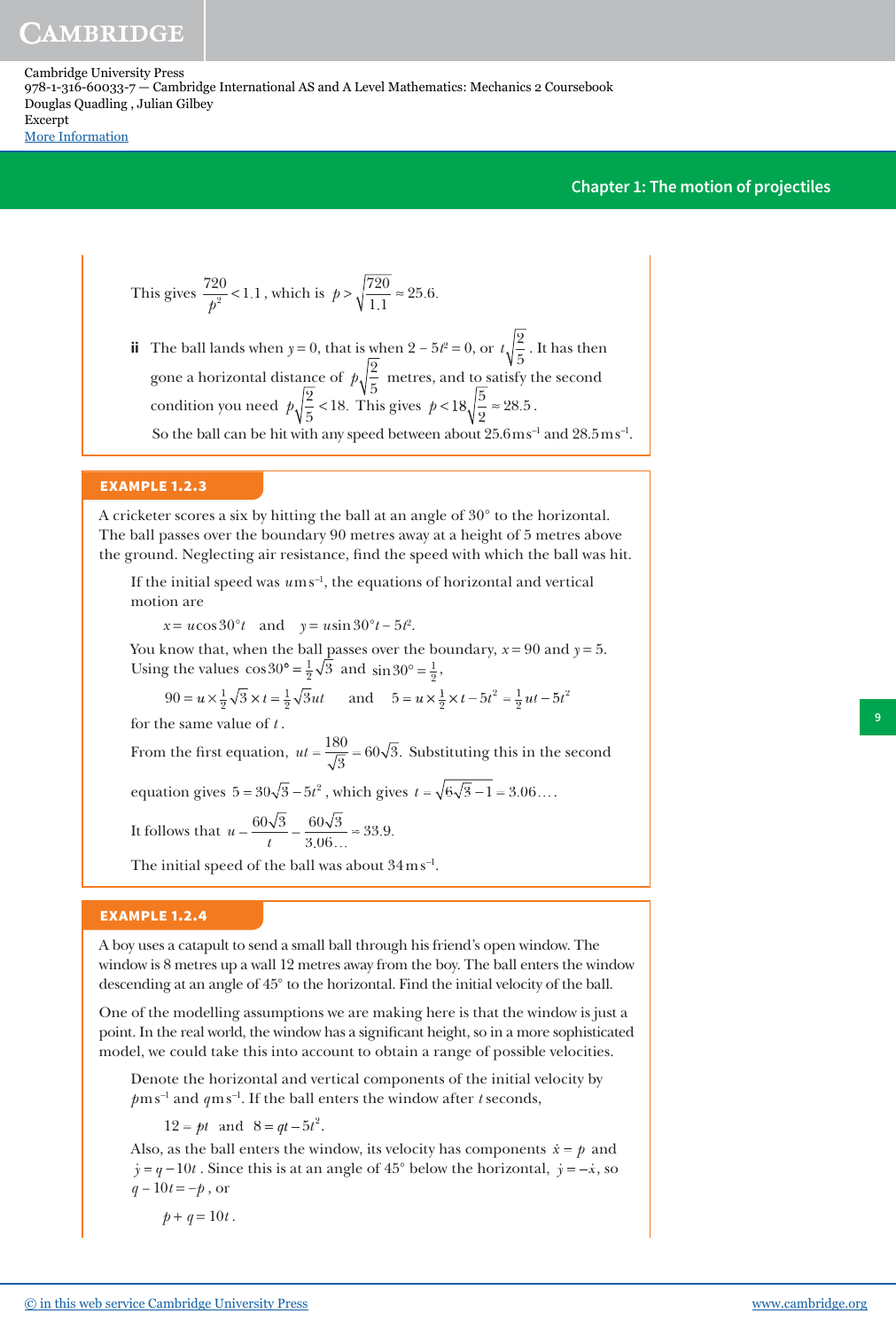This gives $\frac{720}{p^2} < 1.1$, which is $p > \sqrt{\frac{720}{1.1}} \approx 25.6$.

**ii** The ball lands when $y = 0$, that is when $2 - 5t^2 = 0$, or $t\sqrt{\frac{2}{5}}$. It has then gone a horizontal distance of $p\sqrt{\frac{2}{5}}$ metres, and to satisfy the second condition you need $p\sqrt{\frac{2}{5}} < 18$. This gives $p < 18\sqrt{\frac{5}{2}} \approx 28.5$.

So the ball can be hit with any speed between about 25.6 m s$^{-1}$ and 28.5 m s$^{-1}$.

## EXAMPLE 1.2.3

A cricketer scores a six by hitting the ball at an angle of 30° to the horizontal. The ball passes over the boundary 90 metres away at a height of 5 metres above the ground. Neglecting air resistance, find the speed with which the ball was hit.

If the initial speed was $u$ m s$^{-1}$, the equations of horizontal and vertical motion are

$$x = u\cos 30°t \quad \text{and} \quad y = u\sin 30°t - 5t^2.$$

You know that, when the ball passes over the boundary, $x = 90$ and $y = 5$. Using the values $\cos 30° = \frac{1}{2}\sqrt{3}$ and $\sin 30° = \frac{1}{2}$,

$$90 = u \times \tfrac{1}{2}\sqrt{3} \times t = \tfrac{1}{2}\sqrt{3}ut \quad \text{and} \quad 5 = u \times \tfrac{1}{2} \times t - 5t^2 = \tfrac{1}{2}ut - 5t^2$$

for the same value of $t$.

From the first equation, $ut = \frac{180}{\sqrt{3}} = 60\sqrt{3}$. Substituting this in the second equation gives $5 = 30\sqrt{3} - 5t^2$, which gives $t = \sqrt{6\sqrt{3} - 1} = 3.06\ldots$.

It follows that $u = \frac{60\sqrt{3}}{t} = \frac{60\sqrt{3}}{3.06\ldots} \approx 33.9$.

The initial speed of the ball was about 34 m s$^{-1}$.

## EXAMPLE 1.2.4

A boy uses a catapult to send a small ball through his friend's open window. The window is 8 metres up a wall 12 metres away from the boy. The ball enters the window descending at an angle of 45° to the horizontal. Find the initial velocity of the ball.

One of the modelling assumptions we are making here is that the window is just a point. In the real world, the window has a significant height, so in a more sophisticated model, we could take this into account to obtain a range of possible velocities.

Denote the horizontal and vertical components of the initial velocity by $p$ m s$^{-1}$ and $q$ m s$^{-1}$. If the ball enters the window after $t$ seconds,

$$12 = pt \quad \text{and} \quad 8 = qt - 5t^2.$$

Also, as the ball enters the window, its velocity has components $\dot{x} = p$ and $\dot{y} = q - 10t$. Since this is at an angle of 45° below the horizontal, $\dot{y} = -\dot{x}$, so $q - 10t = -p$, or

$$p + q = 10t.$$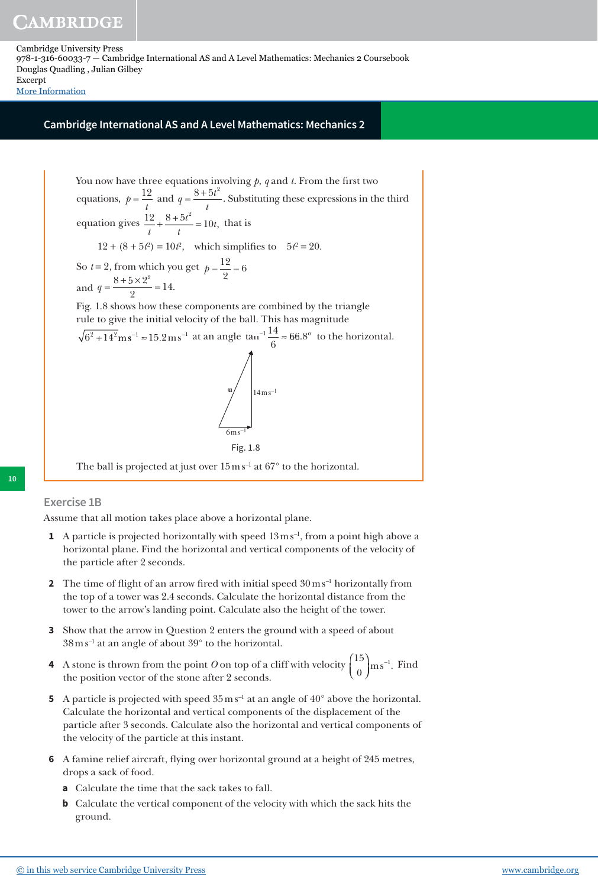You now have three equations involving $p$, $q$ and $t$. From the first two equations, $p = \frac{12}{t}$ and $q = \frac{8+5t^2}{t}$. Substituting these expressions in the third equation gives $\frac{12}{t} + \frac{8+5t^2}{t} = 10t$, that is

$$12 + (8 + 5t^2) = 10t^2, \quad \text{which simplifies to} \quad 5t^2 = 20.$$

So $t = 2$, from which you get $p = \frac{12}{2} = 6$ and $q = \frac{8+5\times 2^2}{2} = 14$.

Fig. 1.8 shows how these components are combined by the triangle rule to give the initial velocity of the ball. This has magnitude $\sqrt{6^2+14^2}\,\text{m s}^{-1} \approx 15.2\,\text{m s}^{-1}$ at an angle $\tan^{-1}\frac{14}{6} \approx 66.8°$ to the horizontal.

u

14 m s⁻¹

6 m s⁻¹

Fig. 1.8

The ball is projected at just over $15\,\text{m s}^{-1}$ at 67° to the horizontal.

## Exercise 1B

Assume that all motion takes place above a horizontal plane.

1. A particle is projected horizontally with speed $13\,\text{m s}^{-1}$, from a point high above a horizontal plane. Find the horizontal and vertical components of the velocity of the particle after 2 seconds.

2. The time of flight of an arrow fired with initial speed $30\,\text{m s}^{-1}$ horizontally from the top of a tower was 2.4 seconds. Calculate the horizontal distance from the tower to the arrow's landing point. Calculate also the height of the tower.

3. Show that the arrow in Question 2 enters the ground with a speed of about $38\,\text{m s}^{-1}$ at an angle of about 39° to the horizontal.

4. A stone is thrown from the point $O$ on top of a cliff with velocity $\begin{pmatrix}15\\0\end{pmatrix}\text{m s}^{-1}$. Find the position vector of the stone after 2 seconds.

5. A particle is projected with speed $35\,\text{m s}^{-1}$ at an angle of 40° above the horizontal. Calculate the horizontal and vertical components of the displacement of the particle after 3 seconds. Calculate also the horizontal and vertical components of the velocity of the particle at this instant.

6. A famine relief aircraft, flying over horizontal ground at a height of 245 metres, drops a sack of food.

   **a** Calculate the time that the sack takes to fall.

   **b** Calculate the vertical component of the velocity with which the sack hits the ground.